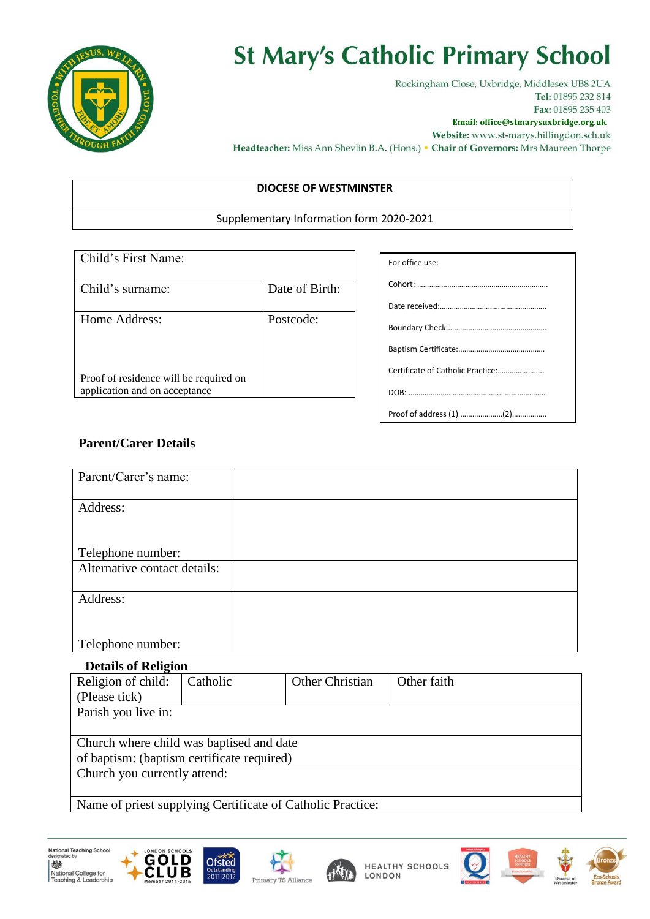# St Mary's Catholic Primary School

Rockingham Close, Uxbridge, Middlesex UB8 2UA
**Tel:** 01895 232 814
**Fax:** 01895 235 403
**Email: office@stmarysuxbridge.org.uk**
**Website:** www.st-marys.hillingdon.sch.uk
**Headteacher:** Miss Ann Shevlin B.A. (Hons.) • **Chair of Governors:** Mrs Maureen Thorpe

| **DIOCESE OF WESTMINSTER** |
|---|
| Supplementary Information form 2020-2021 |

| Child's First Name: | |
|---|---|
| Child's surname: | Date of Birth: |
| Home Address:<br><br>Proof of residence will be required on application and on acceptance | Postcode: |

For office use:

Cohort: ..................................................................

Date received:.......................................................

Boundary Check:..................................................

Baptism Certificate:............................................

Certificate of Catholic Practice:........................

DOB: ....................................................................

Proof of address (1) .....................(2).................

## Parent/Carer Details

| Parent/Carer's name: | |
|---|---|
| Address:<br><br>Telephone number: | |
| Alternative contact details: | |
| Address:<br><br>Telephone number: | |

### Details of Religion

| Religion of child: (Please tick) | Catholic | Other Christian | Other faith |
|---|---|---|---|
| Parish you live in: | | | |
| Church where child was baptised and date of baptism: (baptism certificate required) | | | |
| Church you currently attend: | | | |
| Name of priest supplying Certificate of Catholic Practice: | | | |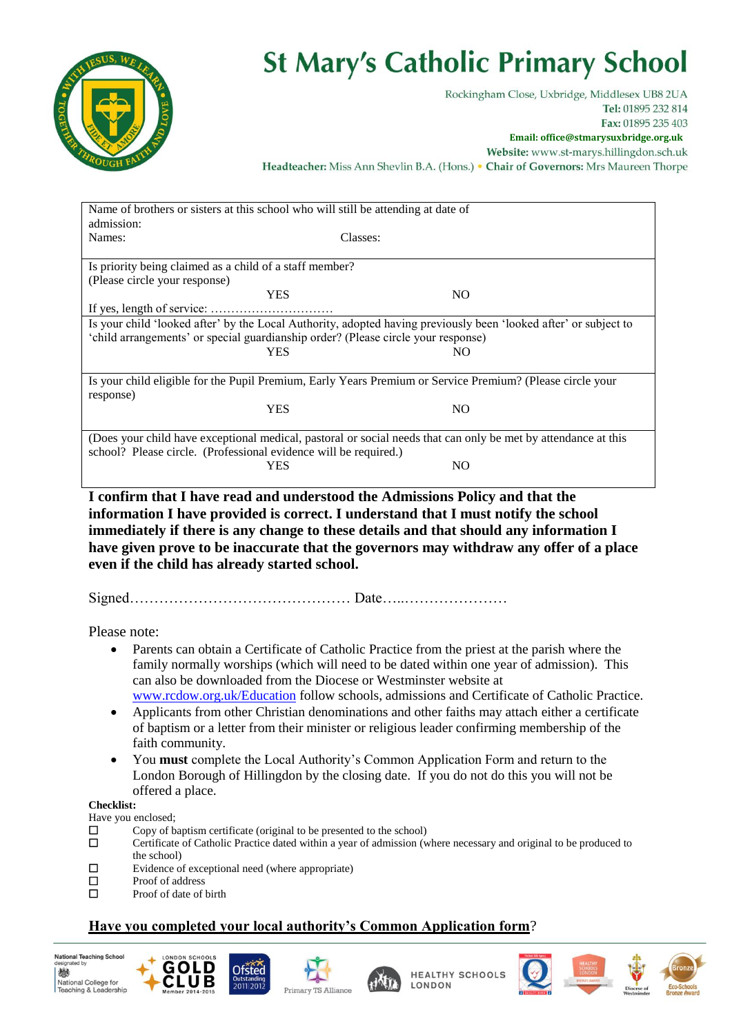# St Mary's Catholic Primary School

Rockingham Close, Uxbridge, Middlesex UB8 2UA
**Tel:** 01895 232 814
**Fax:** 01895 235 403
**Email: office@stmarysuxbridge.org.uk**
**Website:** www.st-marys.hillingdon.sch.uk
**Headteacher:** Miss Ann Shevlin B.A. (Hons.) • **Chair of Governors:** Mrs Maureen Thorpe

| | |
|---|---|
| Name of brothers or sisters at this school who will still be attending at date of admission:<br>Names: Classes: | |
| Is priority being claimed as a child of a staff member?<br>(Please circle your response)<br>YES NO<br>If yes, length of service: ………………………… | |
| Is your child 'looked after' by the Local Authority, adopted having previously been 'looked after' or subject to 'child arrangements' or special guardianship order? (Please circle your response)<br>YES NO | |
| Is your child eligible for the Pupil Premium, Early Years Premium or Service Premium? (Please circle your response)<br>YES NO | |
| (Does your child have exceptional medical, pastoral or social needs that can only be met by attendance at this school? Please circle. (Professional evidence will be required.)<br>YES NO | |

**I confirm that I have read and understood the Admissions Policy and that the information I have provided is correct. I understand that I must notify the school immediately if there is any change to these details and that should any information I have given prove to be inaccurate that the governors may withdraw any offer of a place even if the child has already started school.**

Signed……………………………………… Date…..…………………

Please note:

- Parents can obtain a Certificate of Catholic Practice from the priest at the parish where the family normally worships (which will need to be dated within one year of admission). This can also be downloaded from the Diocese or Westminster website at www.rcdow.org.uk/Education follow schools, admissions and Certificate of Catholic Practice.
- Applicants from other Christian denominations and other faiths may attach either a certificate of baptism or a letter from their minister or religious leader confirming membership of the faith community.
- You **must** complete the Local Authority's Common Application Form and return to the London Borough of Hillingdon by the closing date. If you do not do this you will not be offered a place.

**Checklist:**
Have you enclosed;

- ☐ Copy of baptism certificate (original to be presented to the school)
- ☐ Certificate of Catholic Practice dated within a year of admission (where necessary and original to be produced to the school)
- ☐ Evidence of exceptional need (where appropriate)
- ☐ Proof of address
- ☐ Proof of date of birth

**Have you completed your local authority's Common Application form**?